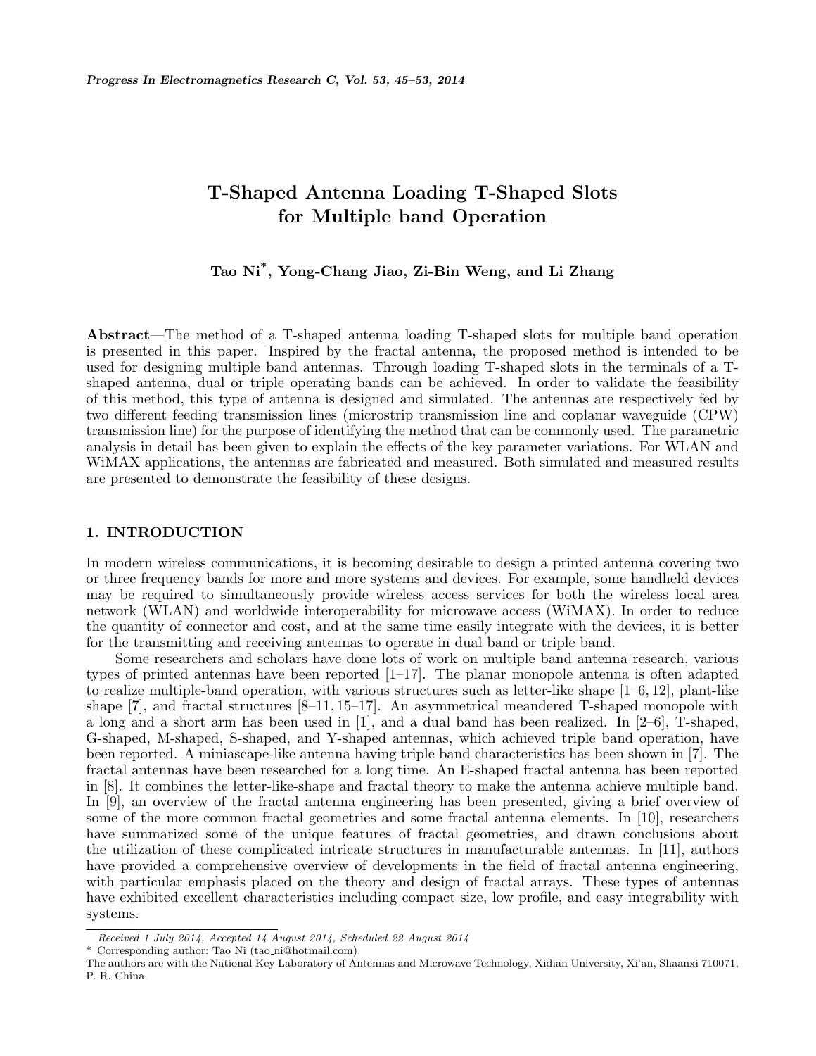# T-Shaped Antenna Loading T-Shaped Slots for Multiple band Operation

**Tao Ni*, Yong-Chang Jiao, Zi-Bin Weng, and Li Zhang**

**Abstract**—The method of a T-shaped antenna loading T-shaped slots for multiple band operation is presented in this paper. Inspired by the fractal antenna, the proposed method is intended to be used for designing multiple band antennas. Through loading T-shaped slots in the terminals of a T-shaped antenna, dual or triple operating bands can be achieved. In order to validate the feasibility of this method, this type of antenna is designed and simulated. The antennas are respectively fed by two different feeding transmission lines (microstrip transmission line and coplanar waveguide (CPW) transmission line) for the purpose of identifying the method that can be commonly used. The parametric analysis in detail has been given to explain the effects of the key parameter variations. For WLAN and WiMAX applications, the antennas are fabricated and measured. Both simulated and measured results are presented to demonstrate the feasibility of these designs.

## 1. INTRODUCTION

In modern wireless communications, it is becoming desirable to design a printed antenna covering two or three frequency bands for more and more systems and devices. For example, some handheld devices may be required to simultaneously provide wireless access services for both the wireless local area network (WLAN) and worldwide interoperability for microwave access (WiMAX). In order to reduce the quantity of connector and cost, and at the same time easily integrate with the devices, it is better for the transmitting and receiving antennas to operate in dual band or triple band.

Some researchers and scholars have done lots of work on multiple band antenna research, various types of printed antennas have been reported [1–17]. The planar monopole antenna is often adapted to realize multiple-band operation, with various structures such as letter-like shape [1–6, 12], plant-like shape [7], and fractal structures [8–11, 15–17]. An asymmetrical meandered T-shaped monopole with a long and a short arm has been used in [1], and a dual band has been realized. In [2–6], T-shaped, G-shaped, M-shaped, S-shaped, and Y-shaped antennas, which achieved triple band operation, have been reported. A miniascape-like antenna having triple band characteristics has been shown in [7]. The fractal antennas have been researched for a long time. An E-shaped fractal antenna has been reported in [8]. It combines the letter-like-shape and fractal theory to make the antenna achieve multiple band. In [9], an overview of the fractal antenna engineering has been presented, giving a brief overview of some of the more common fractal geometries and some fractal antenna elements. In [10], researchers have summarized some of the unique features of fractal geometries, and drawn conclusions about the utilization of these complicated intricate structures in manufacturable antennas. In [11], authors have provided a comprehensive overview of developments in the field of fractal antenna engineering, with particular emphasis placed on the theory and design of fractal arrays. These types of antennas have exhibited excellent characteristics including compact size, low profile, and easy integrability with systems.

*Received 1 July 2014, Accepted 14 August 2014, Scheduled 22 August 2014*

\* Corresponding author: Tao Ni (tao_ni@hotmail.com).

The authors are with the National Key Laboratory of Antennas and Microwave Technology, Xidian University, Xi'an, Shaanxi 710071, P. R. China.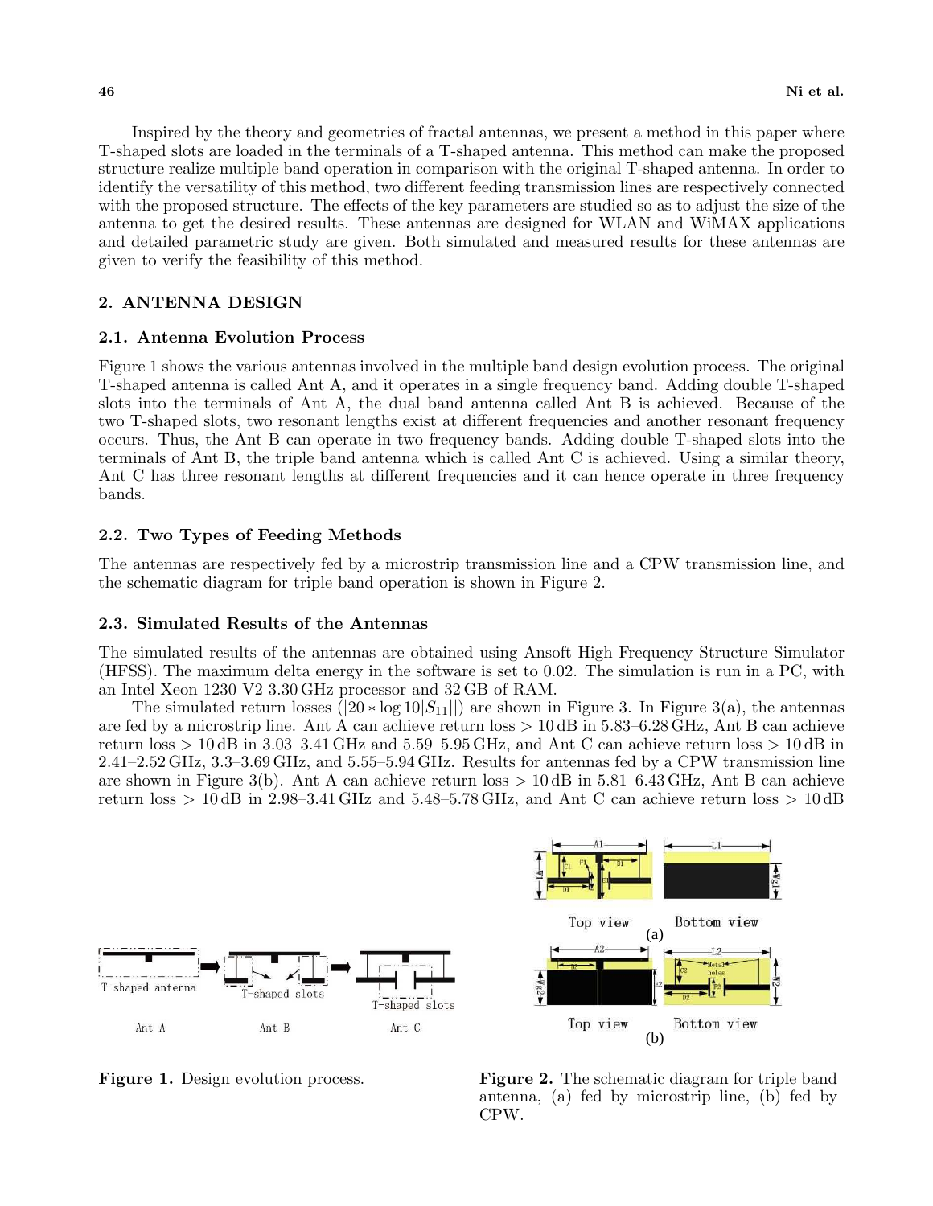Inspired by the theory and geometries of fractal antennas, we present a method in this paper where T-shaped slots are loaded in the terminals of a T-shaped antenna. This method can make the proposed structure realize multiple band operation in comparison with the original T-shaped antenna. In order to identify the versatility of this method, two different feeding transmission lines are respectively connected with the proposed structure. The effects of the key parameters are studied so as to adjust the size of the antenna to get the desired results. These antennas are designed for WLAN and WiMAX applications and detailed parametric study are given. Both simulated and measured results for these antennas are given to verify the feasibility of this method.

## 2. ANTENNA DESIGN

### 2.1. Antenna Evolution Process

Figure 1 shows the various antennas involved in the multiple band design evolution process. The original T-shaped antenna is called Ant A, and it operates in a single frequency band. Adding double T-shaped slots into the terminals of Ant A, the dual band antenna called Ant B is achieved. Because of the two T-shaped slots, two resonant lengths exist at different frequencies and another resonant frequency occurs. Thus, the Ant B can operate in two frequency bands. Adding double T-shaped slots into the terminals of Ant B, the triple band antenna which is called Ant C is achieved. Using a similar theory, Ant C has three resonant lengths at different frequencies and it can hence operate in three frequency bands.

### 2.2. Two Types of Feeding Methods

The antennas are respectively fed by a microstrip transmission line and a CPW transmission line, and the schematic diagram for triple band operation is shown in Figure 2.

### 2.3. Simulated Results of the Antennas

The simulated results of the antennas are obtained using Ansoft High Frequency Structure Simulator (HFSS). The maximum delta energy in the software is set to 0.02. The simulation is run in a PC, with an Intel Xeon 1230 V2 3.30 GHz processor and 32 GB of RAM.

The simulated return losses ($|20 * \log 10|S_{11}||$) are shown in Figure 3. In Figure 3(a), the antennas are fed by a microstrip line. Ant A can achieve return loss $> 10$ dB in 5.83–6.28 GHz, Ant B can achieve return loss $> 10$ dB in 3.03–3.41 GHz and 5.59–5.95 GHz, and Ant C can achieve return loss $> 10$ dB in 2.41–2.52 GHz, 3.3–3.69 GHz, and 5.55–5.94 GHz. Results for antennas fed by a CPW transmission line are shown in Figure 3(b). Ant A can achieve return loss $> 10$ dB in 5.81–6.43 GHz, Ant B can achieve return loss $> 10$ dB in 2.98–3.41 GHz and 5.48–5.78 GHz, and Ant C can achieve return loss $> 10$ dB

**Figure 1.** Design evolution process.

**Figure 2.** The schematic diagram for triple band antenna, (a) fed by microstrip line, (b) fed by CPW.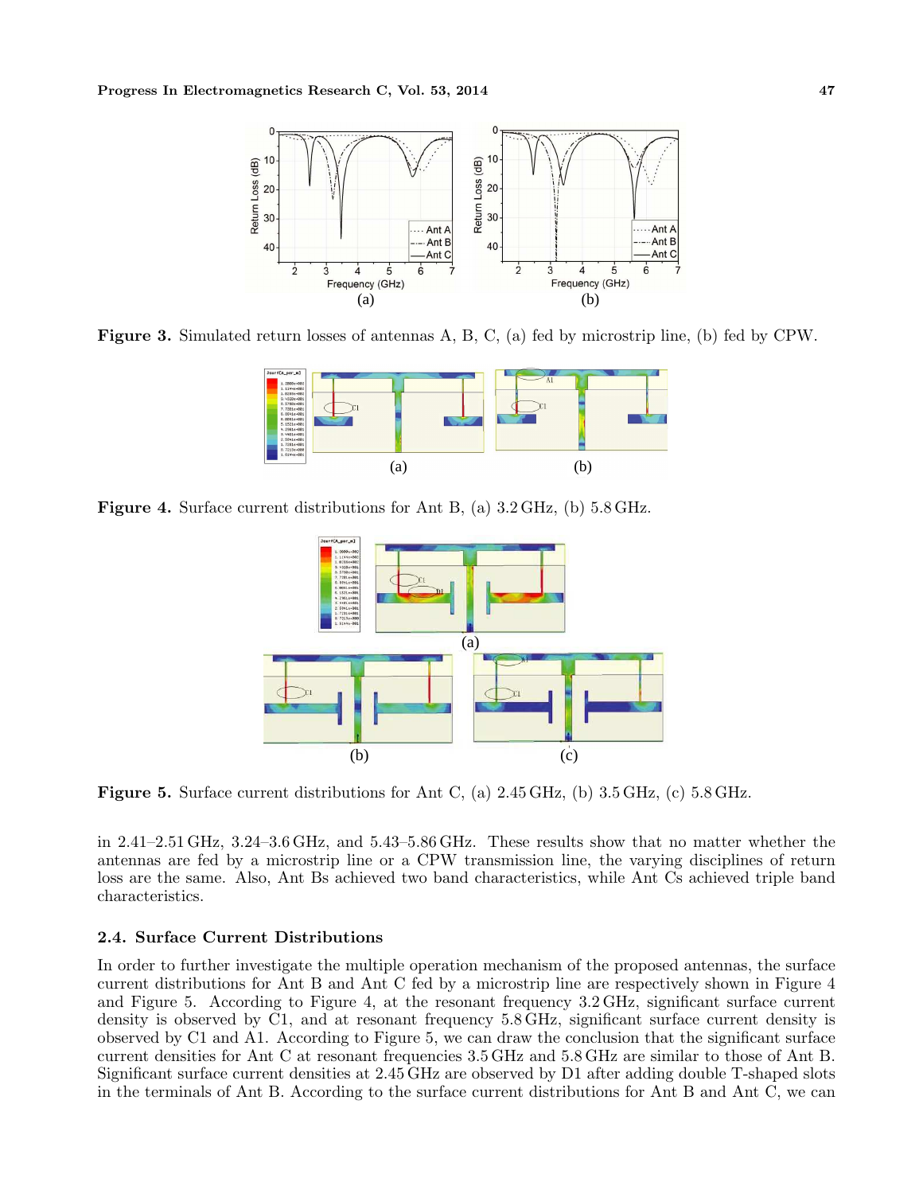Figure 3. Simulated return losses of antennas A, B, C, (a) fed by microstrip line, (b) fed by CPW.

Figure 4. Surface current distributions for Ant B, (a) 3.2 GHz, (b) 5.8 GHz.

Figure 5. Surface current distributions for Ant C, (a) 2.45 GHz, (b) 3.5 GHz, (c) 5.8 GHz.

in 2.41–2.51 GHz, 3.24–3.6 GHz, and 5.43–5.86 GHz. These results show that no matter whether the antennas are fed by a microstrip line or a CPW transmission line, the varying disciplines of return loss are the same. Also, Ant Bs achieved two band characteristics, while Ant Cs achieved triple band characteristics.

### 2.4. Surface Current Distributions

In order to further investigate the multiple operation mechanism of the proposed antennas, the surface current distributions for Ant B and Ant C fed by a microstrip line are respectively shown in Figure 4 and Figure 5. According to Figure 4, at the resonant frequency 3.2 GHz, significant surface current density is observed by C1, and at resonant frequency 5.8 GHz, significant surface current density is observed by C1 and A1. According to Figure 5, we can draw the conclusion that the significant surface current densities for Ant C at resonant frequencies 3.5 GHz and 5.8 GHz are similar to those of Ant B. Significant surface current densities at 2.45 GHz are observed by D1 after adding double T-shaped slots in the terminals of Ant B. According to the surface current distributions for Ant B and Ant C, we can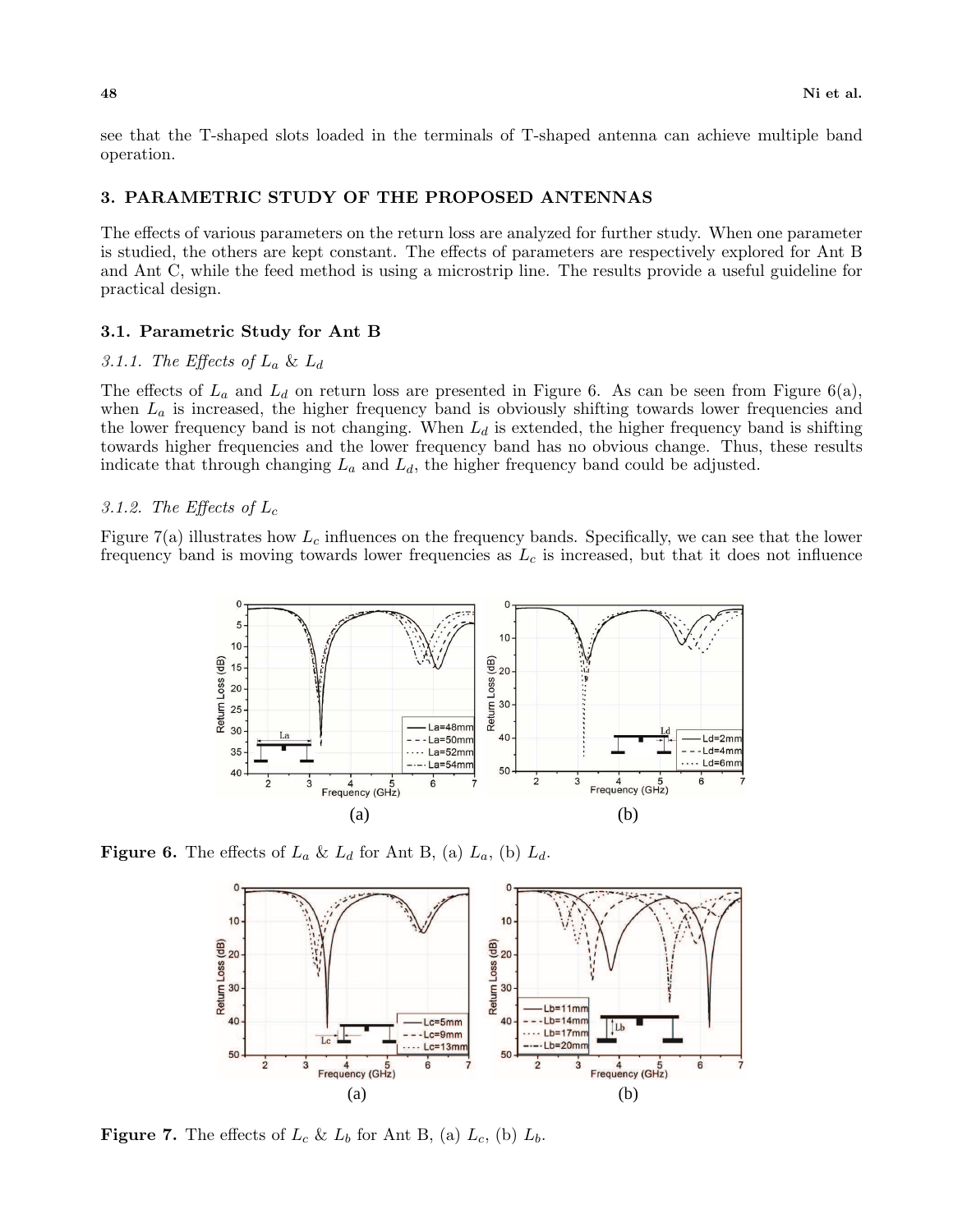see that the T-shaped slots loaded in the terminals of T-shaped antenna can achieve multiple band operation.

## 3. PARAMETRIC STUDY OF THE PROPOSED ANTENNAS

The effects of various parameters on the return loss are analyzed for further study. When one parameter is studied, the others are kept constant. The effects of parameters are respectively explored for Ant B and Ant C, while the feed method is using a microstrip line. The results provide a useful guideline for practical design.

### 3.1. Parametric Study for Ant B

#### *3.1.1. The Effects of $L_a$ & $L_d$*

The effects of $L_a$ and $L_d$ on return loss are presented in Figure 6. As can be seen from Figure 6(a), when $L_a$ is increased, the higher frequency band is obviously shifting towards lower frequencies and the lower frequency band is not changing. When $L_d$ is extended, the higher frequency band is shifting towards higher frequencies and the lower frequency band has no obvious change. Thus, these results indicate that through changing $L_a$ and $L_d$, the higher frequency band could be adjusted.

#### *3.1.2. The Effects of $L_c$*

Figure 7(a) illustrates how $L_c$ influences on the frequency bands. Specifically, we can see that the lower frequency band is moving towards lower frequencies as $L_c$ is increased, but that it does not influence

**Figure 6.** The effects of $L_a$ & $L_d$ for Ant B, (a) $L_a$, (b) $L_d$.

**Figure 7.** The effects of $L_c$ & $L_b$ for Ant B, (a) $L_c$, (b) $L_b$.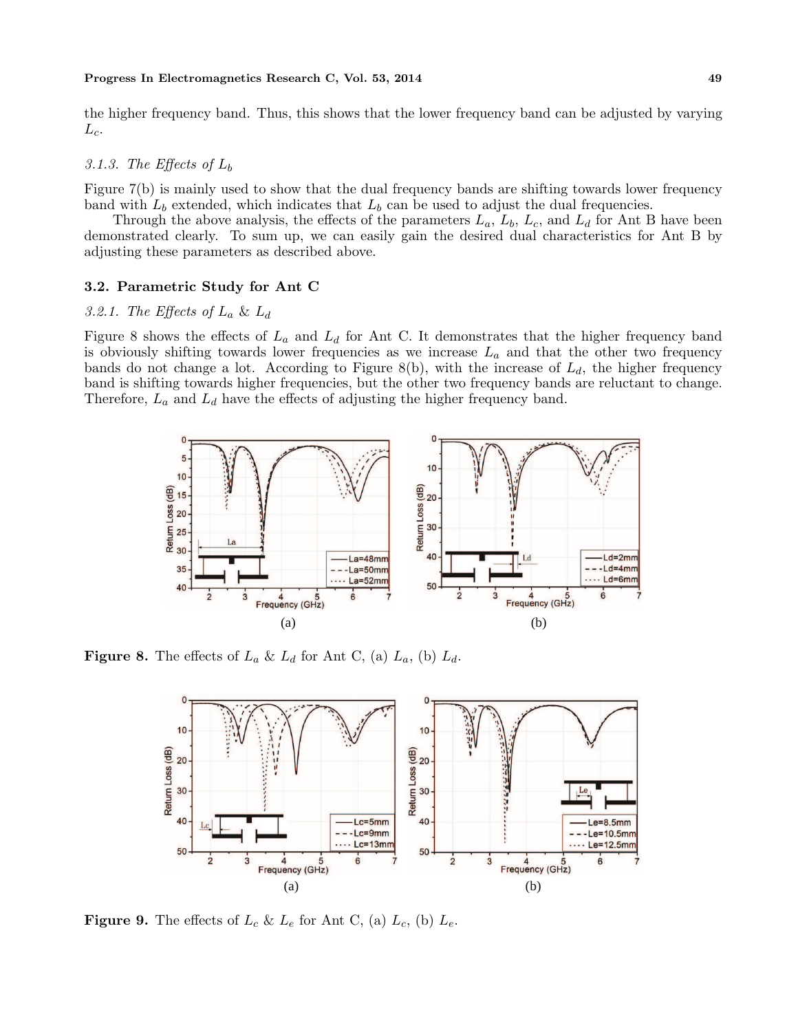the higher frequency band. Thus, this shows that the lower frequency band can be adjusted by varying $L_c$.

#### 3.1.3. The Effects of $L_b$

Figure 7(b) is mainly used to show that the dual frequency bands are shifting towards lower frequency band with $L_b$ extended, which indicates that $L_b$ can be used to adjust the dual frequencies.

Through the above analysis, the effects of the parameters $L_a$, $L_b$, $L_c$, and $L_d$ for Ant B have been demonstrated clearly. To sum up, we can easily gain the desired dual characteristics for Ant B by adjusting these parameters as described above.

### 3.2. Parametric Study for Ant C

#### 3.2.1. The Effects of $L_a$ & $L_d$

Figure 8 shows the effects of $L_a$ and $L_d$ for Ant C. It demonstrates that the higher frequency band is obviously shifting towards lower frequencies as we increase $L_a$ and that the other two frequency bands do not change a lot. According to Figure 8(b), with the increase of $L_d$, the higher frequency band is shifting towards higher frequencies, but the other two frequency bands are reluctant to change. Therefore, $L_a$ and $L_d$ have the effects of adjusting the higher frequency band.

**Figure 8.** The effects of $L_a$ & $L_d$ for Ant C, (a) $L_a$, (b) $L_d$.

**Figure 9.** The effects of $L_c$ & $L_e$ for Ant C, (a) $L_c$, (b) $L_e$.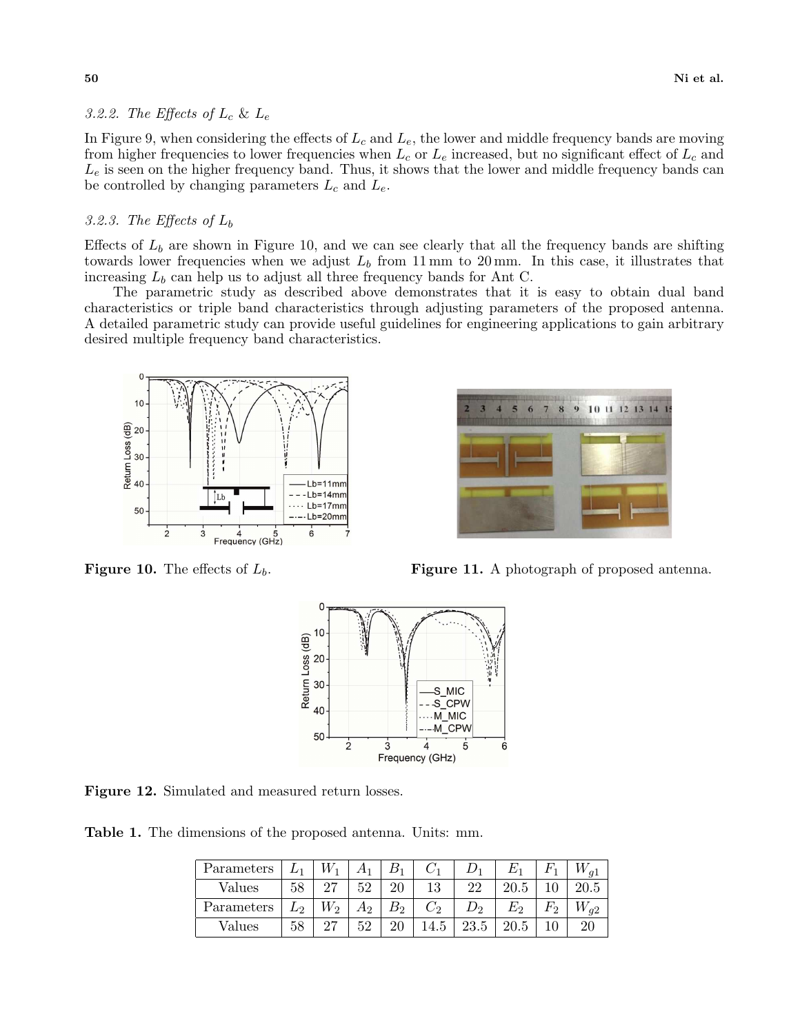### 3.2.2. The Effects of $L_c$ & $L_e$

In Figure 9, when considering the effects of $L_c$ and $L_e$, the lower and middle frequency bands are moving from higher frequencies to lower frequencies when $L_c$ or $L_e$ increased, but no significant effect of $L_c$ and $L_e$ is seen on the higher frequency band. Thus, it shows that the lower and middle frequency bands can be controlled by changing parameters $L_c$ and $L_e$.

### 3.2.3. The Effects of $L_b$

Effects of $L_b$ are shown in Figure 10, and we can see clearly that all the frequency bands are shifting towards lower frequencies when we adjust $L_b$ from 11 mm to 20 mm. In this case, it illustrates that increasing $L_b$ can help us to adjust all three frequency bands for Ant C.

The parametric study as described above demonstrates that it is easy to obtain dual band characteristics or triple band characteristics through adjusting parameters of the proposed antenna. A detailed parametric study can provide useful guidelines for engineering applications to gain arbitrary desired multiple frequency band characteristics.

**Figure 10.** The effects of $L_b$.

**Figure 11.** A photograph of proposed antenna.

**Figure 12.** Simulated and measured return losses.

**Table 1.** The dimensions of the proposed antenna. Units: mm.

| Parameters | $L_1$ | $W_1$ | $A_1$ | $B_1$ | $C_1$ | $D_1$ | $E_1$ | $F_1$ | $W_{g1}$ |
|---|---|---|---|---|---|---|---|---|---|
| Values | 58 | 27 | 52 | 20 | 13 | 22 | 20.5 | 10 | 20.5 |
| Parameters | $L_2$ | $W_2$ | $A_2$ | $B_2$ | $C_2$ | $D_2$ | $E_2$ | $F_2$ | $W_{g2}$ |
| Values | 58 | 27 | 52 | 20 | 14.5 | 23.5 | 20.5 | 10 | 20 |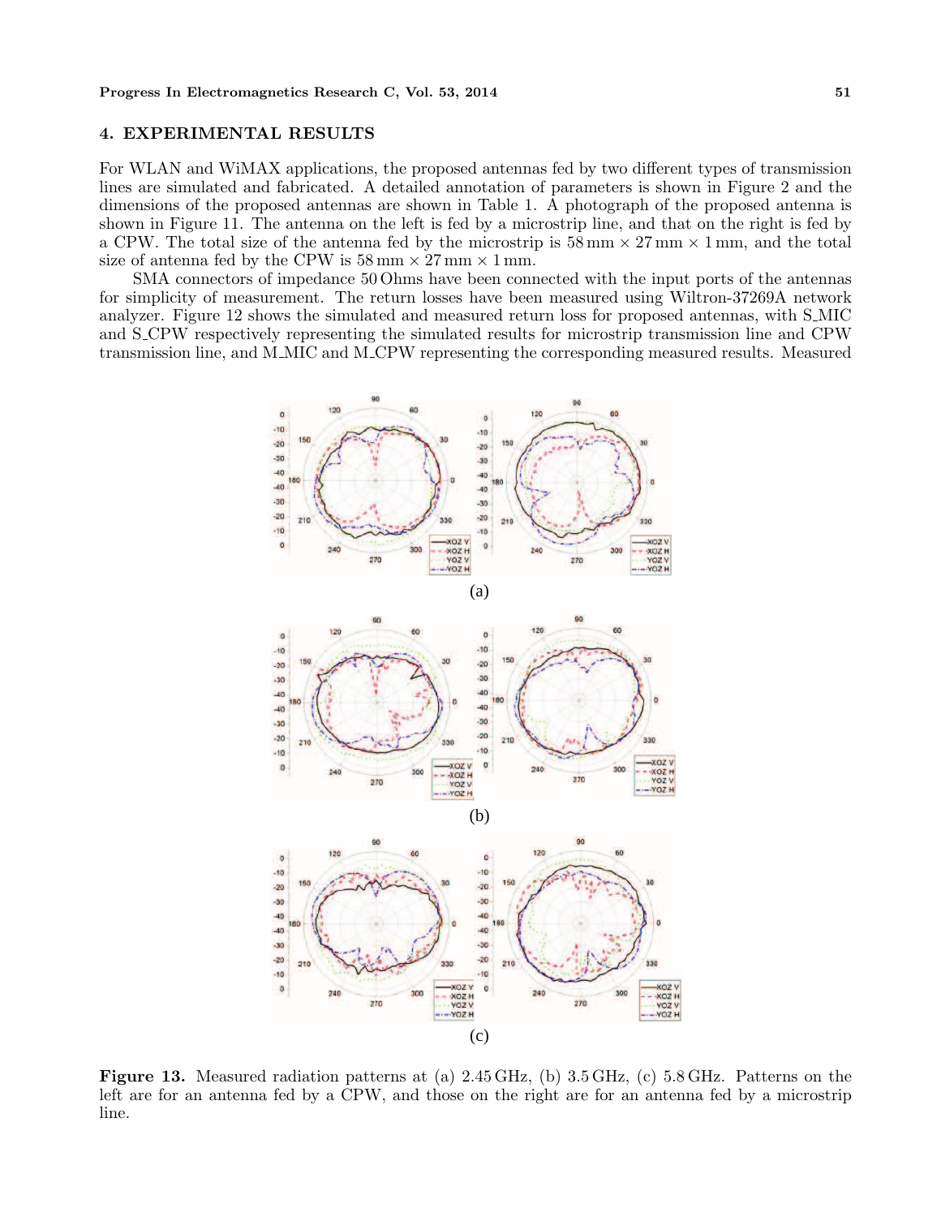## 4. EXPERIMENTAL RESULTS

For WLAN and WiMAX applications, the proposed antennas fed by two different types of transmission lines are simulated and fabricated. A detailed annotation of parameters is shown in Figure 2 and the dimensions of the proposed antennas are shown in Table 1. A photograph of the proposed antenna is shown in Figure 11. The antenna on the left is fed by a microstrip line, and that on the right is fed by a CPW. The total size of the antenna fed by the microstrip is 58 mm × 27 mm × 1 mm, and the total size of antenna fed by the CPW is 58 mm × 27 mm × 1 mm.

SMA connectors of impedance 50 Ohms have been connected with the input ports of the antennas for simplicity of measurement. The return losses have been measured using Wiltron-37269A network analyzer. Figure 12 shows the simulated and measured return loss for proposed antennas, with S_MIC and S_CPW respectively representing the simulated results for microstrip transmission line and CPW transmission line, and M_MIC and M_CPW representing the corresponding measured results. Measured

**Figure 13.** Measured radiation patterns at (a) 2.45 GHz, (b) 3.5 GHz, (c) 5.8 GHz. Patterns on the left are for an antenna fed by a CPW, and those on the right are for an antenna fed by a microstrip line.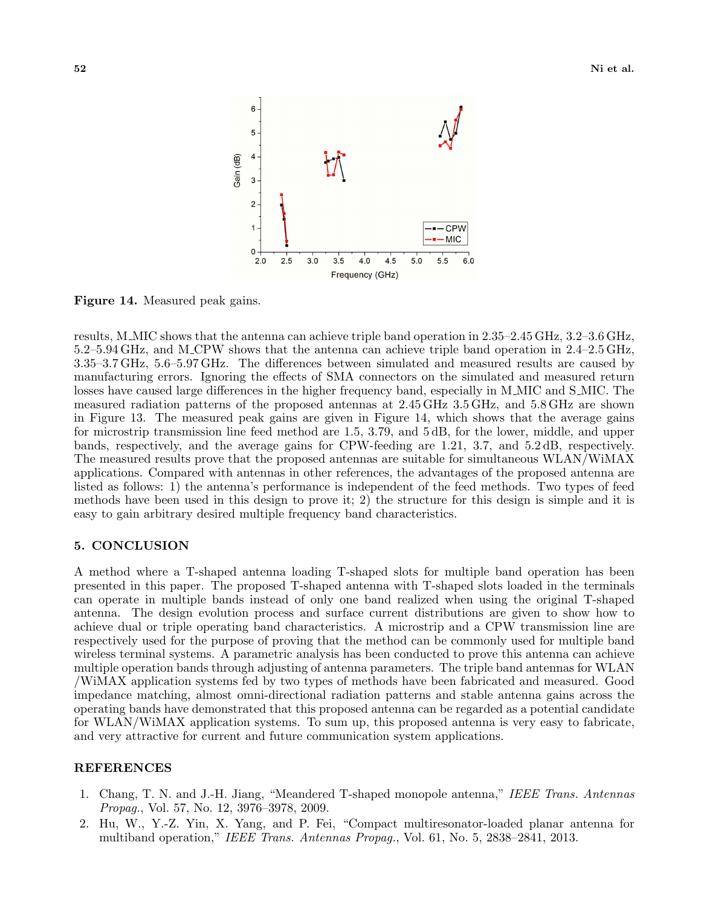**Figure 14.** Measured peak gains.

results, M_MIC shows that the antenna can achieve triple band operation in 2.35–2.45 GHz, 3.2–3.6 GHz, 5.2–5.94 GHz, and M_CPW shows that the antenna can achieve triple band operation in 2.4–2.5 GHz, 3.35–3.7 GHz, 5.6–5.97 GHz. The differences between simulated and measured results are caused by manufacturing errors. Ignoring the effects of SMA connectors on the simulated and measured return losses have caused large differences in the higher frequency band, especially in M_MIC and S_MIC. The measured radiation patterns of the proposed antennas at 2.45 GHz 3.5 GHz, and 5.8 GHz are shown in Figure 13. The measured peak gains are given in Figure 14, which shows that the average gains for microstrip transmission line feed method are 1.5, 3.79, and 5 dB, for the lower, middle, and upper bands, respectively, and the average gains for CPW-feeding are 1.21, 3.7, and 5.2 dB, respectively. The measured results prove that the proposed antennas are suitable for simultaneous WLAN/WiMAX applications. Compared with antennas in other references, the advantages of the proposed antenna are listed as follows: 1) the antenna's performance is independent of the feed methods. Two types of feed methods have been used in this design to prove it; 2) the structure for this design is simple and it is easy to gain arbitrary desired multiple frequency band characteristics.

## 5. CONCLUSION

A method where a T-shaped antenna loading T-shaped slots for multiple band operation has been presented in this paper. The proposed T-shaped antenna with T-shaped slots loaded in the terminals can operate in multiple bands instead of only one band realized when using the original T-shaped antenna. The design evolution process and surface current distributions are given to show how to achieve dual or triple operating band characteristics. A microstrip and a CPW transmission line are respectively used for the purpose of proving that the method can be commonly used for multiple band wireless terminal systems. A parametric analysis has been conducted to prove this antenna can achieve multiple operation bands through adjusting of antenna parameters. The triple band antennas for WLAN /WiMAX application systems fed by two types of methods have been fabricated and measured. Good impedance matching, almost omni-directional radiation patterns and stable antenna gains across the operating bands have demonstrated that this proposed antenna can be regarded as a potential candidate for WLAN/WiMAX application systems. To sum up, this proposed antenna is very easy to fabricate, and very attractive for current and future communication system applications.

## REFERENCES

1. Chang, T. N. and J.-H. Jiang, "Meandered T-shaped monopole antenna," *IEEE Trans. Antennas Propag.*, Vol. 57, No. 12, 3976–3978, 2009.
2. Hu, W., Y.-Z. Yin, X. Yang, and P. Fei, "Compact multiresonator-loaded planar antenna for multiband operation," *IEEE Trans. Antennas Propag.*, Vol. 61, No. 5, 2838–2841, 2013.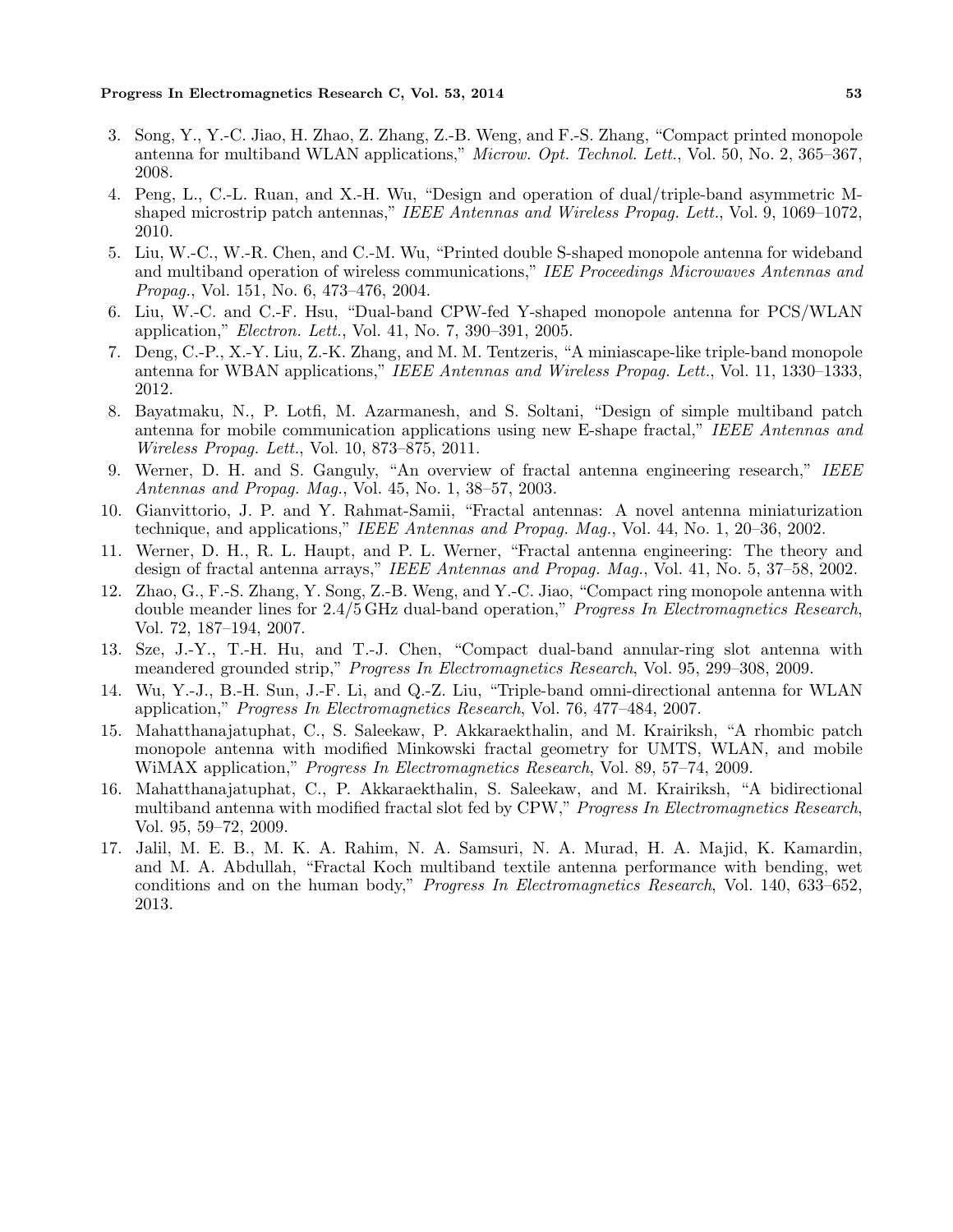3. Song, Y., Y.-C. Jiao, H. Zhao, Z. Zhang, Z.-B. Weng, and F.-S. Zhang, "Compact printed monopole antenna for multiband WLAN applications," *Microw. Opt. Technol. Lett.*, Vol. 50, No. 2, 365–367, 2008.
4. Peng, L., C.-L. Ruan, and X.-H. Wu, "Design and operation of dual/triple-band asymmetric M-shaped microstrip patch antennas," *IEEE Antennas and Wireless Propag. Lett.*, Vol. 9, 1069–1072, 2010.
5. Liu, W.-C., W.-R. Chen, and C.-M. Wu, "Printed double S-shaped monopole antenna for wideband and multiband operation of wireless communications," *IEE Proceedings Microwaves Antennas and Propag.*, Vol. 151, No. 6, 473–476, 2004.
6. Liu, W.-C. and C.-F. Hsu, "Dual-band CPW-fed Y-shaped monopole antenna for PCS/WLAN application," *Electron. Lett.*, Vol. 41, No. 7, 390–391, 2005.
7. Deng, C.-P., X.-Y. Liu, Z.-K. Zhang, and M. M. Tentzeris, "A miniascape-like triple-band monopole antenna for WBAN applications," *IEEE Antennas and Wireless Propag. Lett.*, Vol. 11, 1330–1333, 2012.
8. Bayatmaku, N., P. Lotfi, M. Azarmanesh, and S. Soltani, "Design of simple multiband patch antenna for mobile communication applications using new E-shape fractal," *IEEE Antennas and Wireless Propag. Lett.*, Vol. 10, 873–875, 2011.
9. Werner, D. H. and S. Ganguly, "An overview of fractal antenna engineering research," *IEEE Antennas and Propag. Mag.*, Vol. 45, No. 1, 38–57, 2003.
10. Gianvittorio, J. P. and Y. Rahmat-Samii, "Fractal antennas: A novel antenna miniaturization technique, and applications," *IEEE Antennas and Propag. Mag.*, Vol. 44, No. 1, 20–36, 2002.
11. Werner, D. H., R. L. Haupt, and P. L. Werner, "Fractal antenna engineering: The theory and design of fractal antenna arrays," *IEEE Antennas and Propag. Mag.*, Vol. 41, No. 5, 37–58, 2002.
12. Zhao, G., F.-S. Zhang, Y. Song, Z.-B. Weng, and Y.-C. Jiao, "Compact ring monopole antenna with double meander lines for 2.4/5 GHz dual-band operation," *Progress In Electromagnetics Research*, Vol. 72, 187–194, 2007.
13. Sze, J.-Y., T.-H. Hu, and T.-J. Chen, "Compact dual-band annular-ring slot antenna with meandered grounded strip," *Progress In Electromagnetics Research*, Vol. 95, 299–308, 2009.
14. Wu, Y.-J., B.-H. Sun, J.-F. Li, and Q.-Z. Liu, "Triple-band omni-directional antenna for WLAN application," *Progress In Electromagnetics Research*, Vol. 76, 477–484, 2007.
15. Mahatthanajatuphat, C., S. Saleekaw, P. Akkaraekthalin, and M. Krairiksh, "A rhombic patch monopole antenna with modified Minkowski fractal geometry for UMTS, WLAN, and mobile WiMAX application," *Progress In Electromagnetics Research*, Vol. 89, 57–74, 2009.
16. Mahatthanajatuphat, C., P. Akkaraekthalin, S. Saleekaw, and M. Krairiksh, "A bidirectional multiband antenna with modified fractal slot fed by CPW," *Progress In Electromagnetics Research*, Vol. 95, 59–72, 2009.
17. Jalil, M. E. B., M. K. A. Rahim, N. A. Samsuri, N. A. Murad, H. A. Majid, K. Kamardin, and M. A. Abdullah, "Fractal Koch multiband textile antenna performance with bending, wet conditions and on the human body," *Progress In Electromagnetics Research*, Vol. 140, 633–652, 2013.